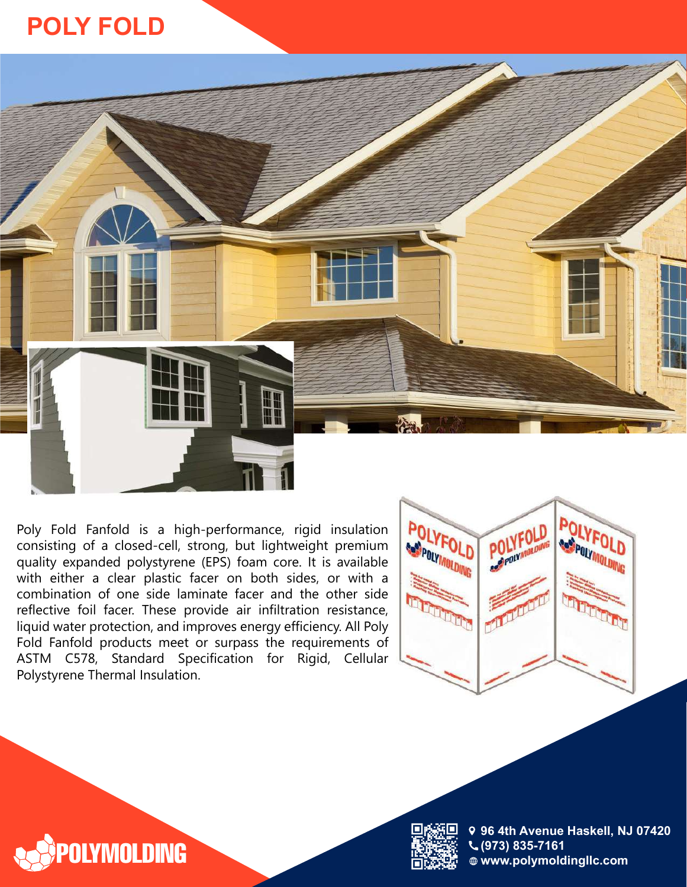# POLY FOLD

Poly Fold Fanfold is a high-performance, rigid insulation consisting of a closed-cell, strong, but lightweight premium quality expanded polystyrene (EPS) foam core. It is available with either a clear plastic facer on both sides, or with a combination of one side laminate facer and the other side reflective foil facer. These provide air infiltration resistance, liquid water protection, and improves energy efficiency. All Poly Fold Fanfold products meet or surpass the requirements of ASTM C578, Standard Specification for Rigid, Cellular Polystyrene Thermal Insulation.

POLYMOLDING

96 4th Avenue Haskell, NJ 07420
(973) 835-7161
www.polymoldingllc.com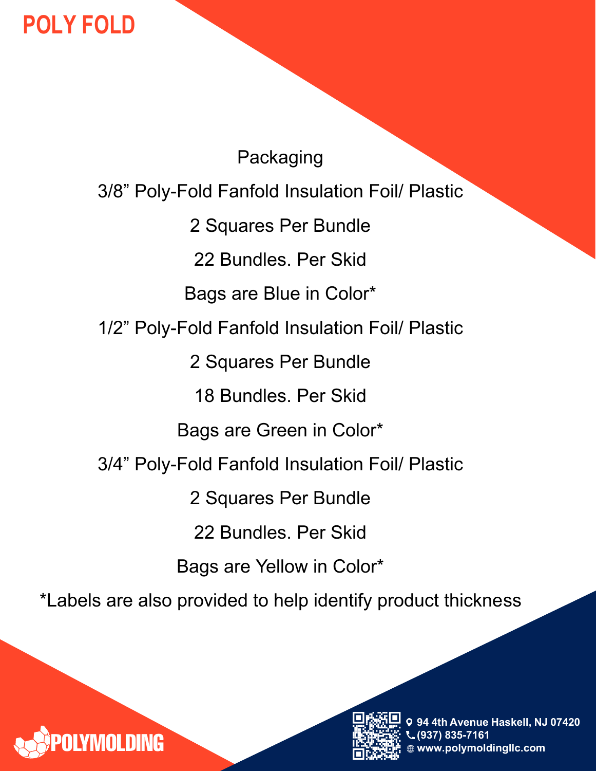# POLY FOLD

## Packaging

3/8” Poly-Fold Fanfold Insulation Foil/ Plastic

2 Squares Per Bundle

22 Bundles. Per Skid

Bags are Blue in Color*

1/2” Poly-Fold Fanfold Insulation Foil/ Plastic

2 Squares Per Bundle

18 Bundles. Per Skid

Bags are Green in Color*

3/4” Poly-Fold Fanfold Insulation Foil/ Plastic

2 Squares Per Bundle

22 Bundles. Per Skid

Bags are Yellow in Color*

*Labels are also provided to help identify product thickness

POLYMOLDING

94 4th Avenue Haskell, NJ 07420
(937) 835-7161
www.polymoldingllc.com